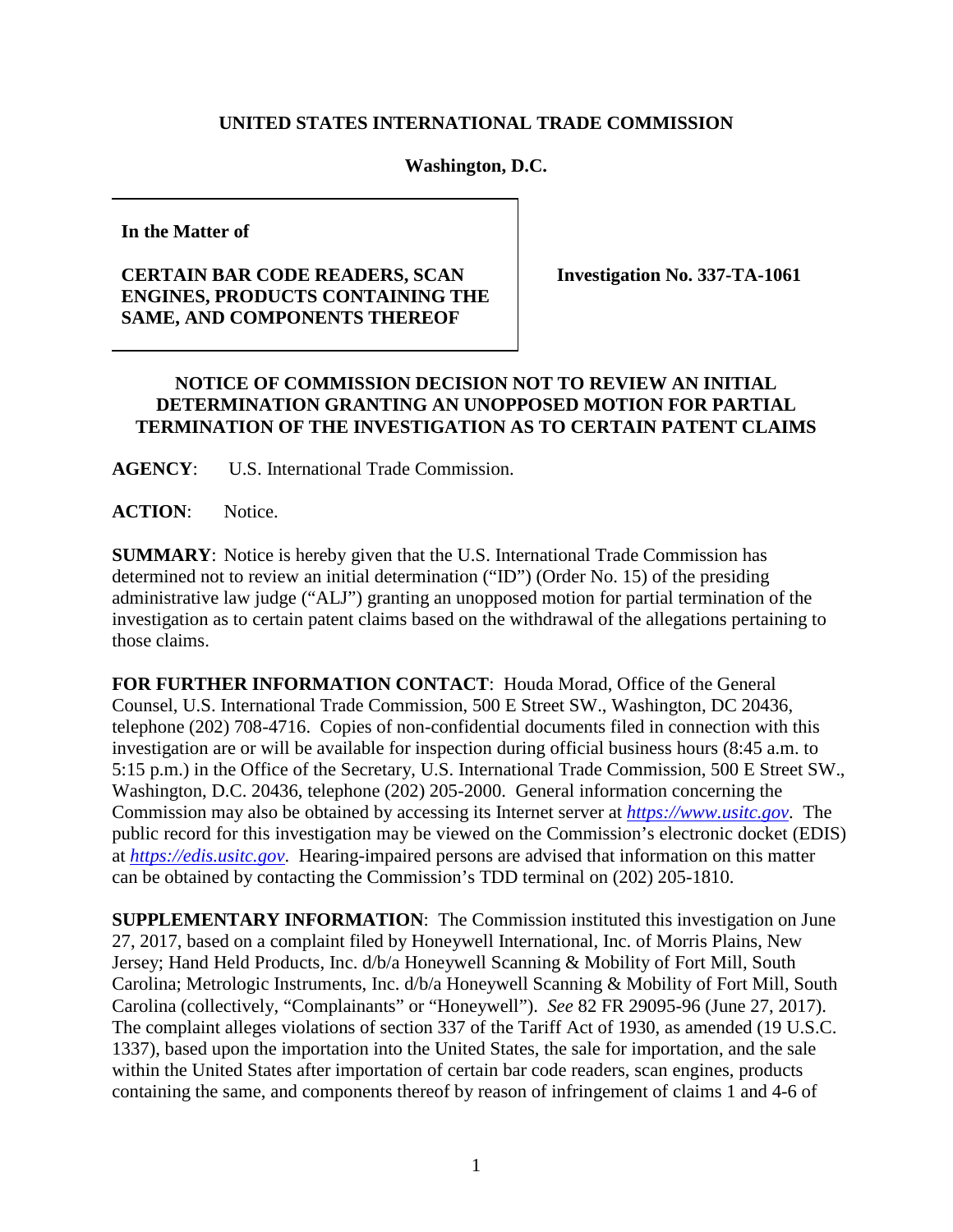**UNITED STATES INTERNATIONAL TRADE COMMISSION**

**Washington, D.C.**

| **In the Matter of**<br><br>**CERTAIN BAR CODE READERS, SCAN ENGINES, PRODUCTS CONTAINING THE SAME, AND COMPONENTS THEREOF** | **Investigation No. 337-TA-1061** |
|---|---|

**NOTICE OF COMMISSION DECISION NOT TO REVIEW AN INITIAL DETERMINATION GRANTING AN UNOPPOSED MOTION FOR PARTIAL TERMINATION OF THE INVESTIGATION AS TO CERTAIN PATENT CLAIMS**

**AGENCY**: U.S. International Trade Commission.

**ACTION**: Notice.

**SUMMARY**: Notice is hereby given that the U.S. International Trade Commission has determined not to review an initial determination ("ID") (Order No. 15) of the presiding administrative law judge ("ALJ") granting an unopposed motion for partial termination of the investigation as to certain patent claims based on the withdrawal of the allegations pertaining to those claims.

**FOR FURTHER INFORMATION CONTACT**: Houda Morad, Office of the General Counsel, U.S. International Trade Commission, 500 E Street SW., Washington, DC 20436, telephone (202) 708-4716. Copies of non-confidential documents filed in connection with this investigation are or will be available for inspection during official business hours (8:45 a.m. to 5:15 p.m.) in the Office of the Secretary, U.S. International Trade Commission, 500 E Street SW., Washington, D.C. 20436, telephone (202) 205-2000. General information concerning the Commission may also be obtained by accessing its Internet server at *https://www.usitc.gov*. The public record for this investigation may be viewed on the Commission's electronic docket (EDIS) at *https://edis.usitc.gov*. Hearing-impaired persons are advised that information on this matter can be obtained by contacting the Commission's TDD terminal on (202) 205-1810.

**SUPPLEMENTARY INFORMATION**: The Commission instituted this investigation on June 27, 2017, based on a complaint filed by Honeywell International, Inc. of Morris Plains, New Jersey; Hand Held Products, Inc. d/b/a Honeywell Scanning & Mobility of Fort Mill, South Carolina; Metrologic Instruments, Inc. d/b/a Honeywell Scanning & Mobility of Fort Mill, South Carolina (collectively, "Complainants" or "Honeywell"). *See* 82 FR 29095-96 (June 27, 2017). The complaint alleges violations of section 337 of the Tariff Act of 1930, as amended (19 U.S.C. 1337), based upon the importation into the United States, the sale for importation, and the sale within the United States after importation of certain bar code readers, scan engines, products containing the same, and components thereof by reason of infringement of claims 1 and 4-6 of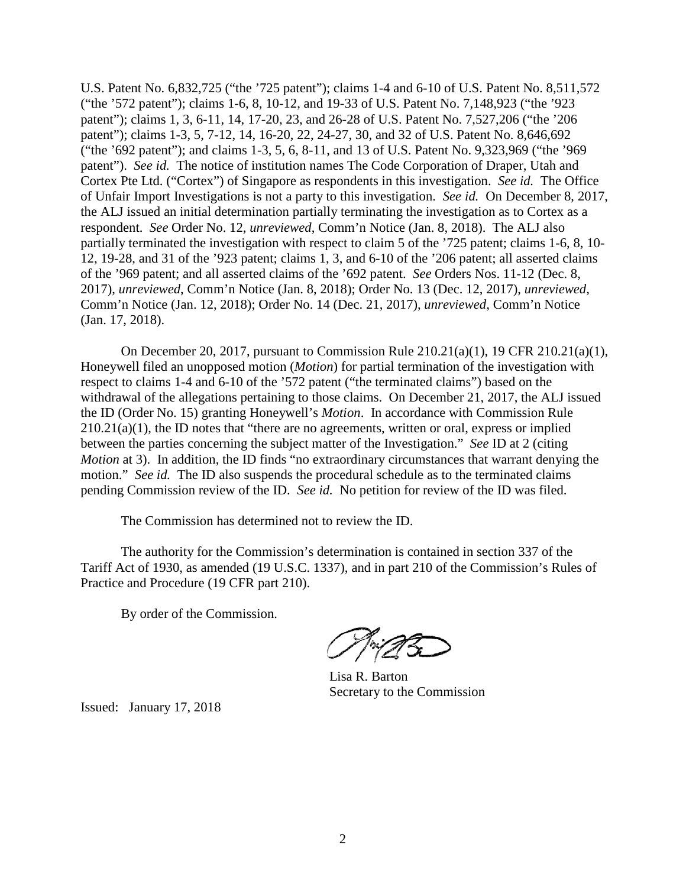U.S. Patent No. 6,832,725 ("the '725 patent"); claims 1-4 and 6-10 of U.S. Patent No. 8,511,572 ("the '572 patent"); claims 1-6, 8, 10-12, and 19-33 of U.S. Patent No. 7,148,923 ("the '923 patent"); claims 1, 3, 6-11, 14, 17-20, 23, and 26-28 of U.S. Patent No. 7,527,206 ("the '206 patent"); claims 1-3, 5, 7-12, 14, 16-20, 22, 24-27, 30, and 32 of U.S. Patent No. 8,646,692 ("the '692 patent"); and claims 1-3, 5, 6, 8-11, and 13 of U.S. Patent No. 9,323,969 ("the '969 patent"). *See id.* The notice of institution names The Code Corporation of Draper, Utah and Cortex Pte Ltd. ("Cortex") of Singapore as respondents in this investigation. *See id.* The Office of Unfair Import Investigations is not a party to this investigation. *See id.* On December 8, 2017, the ALJ issued an initial determination partially terminating the investigation as to Cortex as a respondent. *See* Order No. 12, *unreviewed*, Comm'n Notice (Jan. 8, 2018). The ALJ also partially terminated the investigation with respect to claim 5 of the '725 patent; claims 1-6, 8, 10-12, 19-28, and 31 of the '923 patent; claims 1, 3, and 6-10 of the '206 patent; all asserted claims of the '969 patent; and all asserted claims of the '692 patent. *See* Orders Nos. 11-12 (Dec. 8, 2017), *unreviewed*, Comm'n Notice (Jan. 8, 2018); Order No. 13 (Dec. 12, 2017), *unreviewed*, Comm'n Notice (Jan. 12, 2018); Order No. 14 (Dec. 21, 2017), *unreviewed*, Comm'n Notice (Jan. 17, 2018).

On December 20, 2017, pursuant to Commission Rule 210.21(a)(1), 19 CFR 210.21(a)(1), Honeywell filed an unopposed motion (*Motion*) for partial termination of the investigation with respect to claims 1-4 and 6-10 of the '572 patent ("the terminated claims") based on the withdrawal of the allegations pertaining to those claims. On December 21, 2017, the ALJ issued the ID (Order No. 15) granting Honeywell's *Motion*. In accordance with Commission Rule 210.21(a)(1), the ID notes that "there are no agreements, written or oral, express or implied between the parties concerning the subject matter of the Investigation." *See* ID at 2 (citing *Motion* at 3). In addition, the ID finds "no extraordinary circumstances that warrant denying the motion." *See id.* The ID also suspends the procedural schedule as to the terminated claims pending Commission review of the ID. *See id.* No petition for review of the ID was filed.

The Commission has determined not to review the ID.

The authority for the Commission's determination is contained in section 337 of the Tariff Act of 1930, as amended (19 U.S.C. 1337), and in part 210 of the Commission's Rules of Practice and Procedure (19 CFR part 210).

By order of the Commission.

Lisa R. Barton
Secretary to the Commission

Issued: January 17, 2018